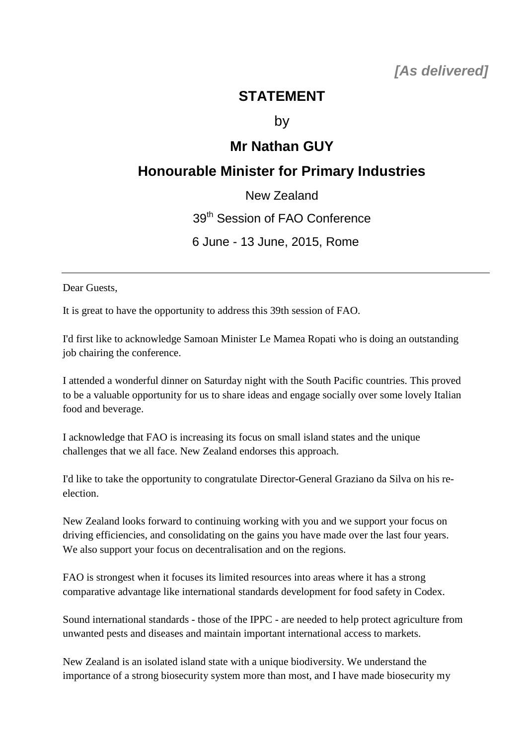***[As delivered]***

# STATEMENT

by

## Mr Nathan GUY

## Honourable Minister for Primary Industries

New Zealand

39th Session of FAO Conference

6 June - 13 June, 2015, Rome

---

Dear Guests,

It is great to have the opportunity to address this 39th session of FAO.

I'd first like to acknowledge Samoan Minister Le Mamea Ropati who is doing an outstanding job chairing the conference.

I attended a wonderful dinner on Saturday night with the South Pacific countries. This proved to be a valuable opportunity for us to share ideas and engage socially over some lovely Italian food and beverage.

I acknowledge that FAO is increasing its focus on small island states and the unique challenges that we all face. New Zealand endorses this approach.

I'd like to take the opportunity to congratulate Director-General Graziano da Silva on his re-election.

New Zealand looks forward to continuing working with you and we support your focus on driving efficiencies, and consolidating on the gains you have made over the last four years. We also support your focus on decentralisation and on the regions.

FAO is strongest when it focuses its limited resources into areas where it has a strong comparative advantage like international standards development for food safety in Codex.

Sound international standards - those of the IPPC - are needed to help protect agriculture from unwanted pests and diseases and maintain important international access to markets.

New Zealand is an isolated island state with a unique biodiversity. We understand the importance of a strong biosecurity system more than most, and I have made biosecurity my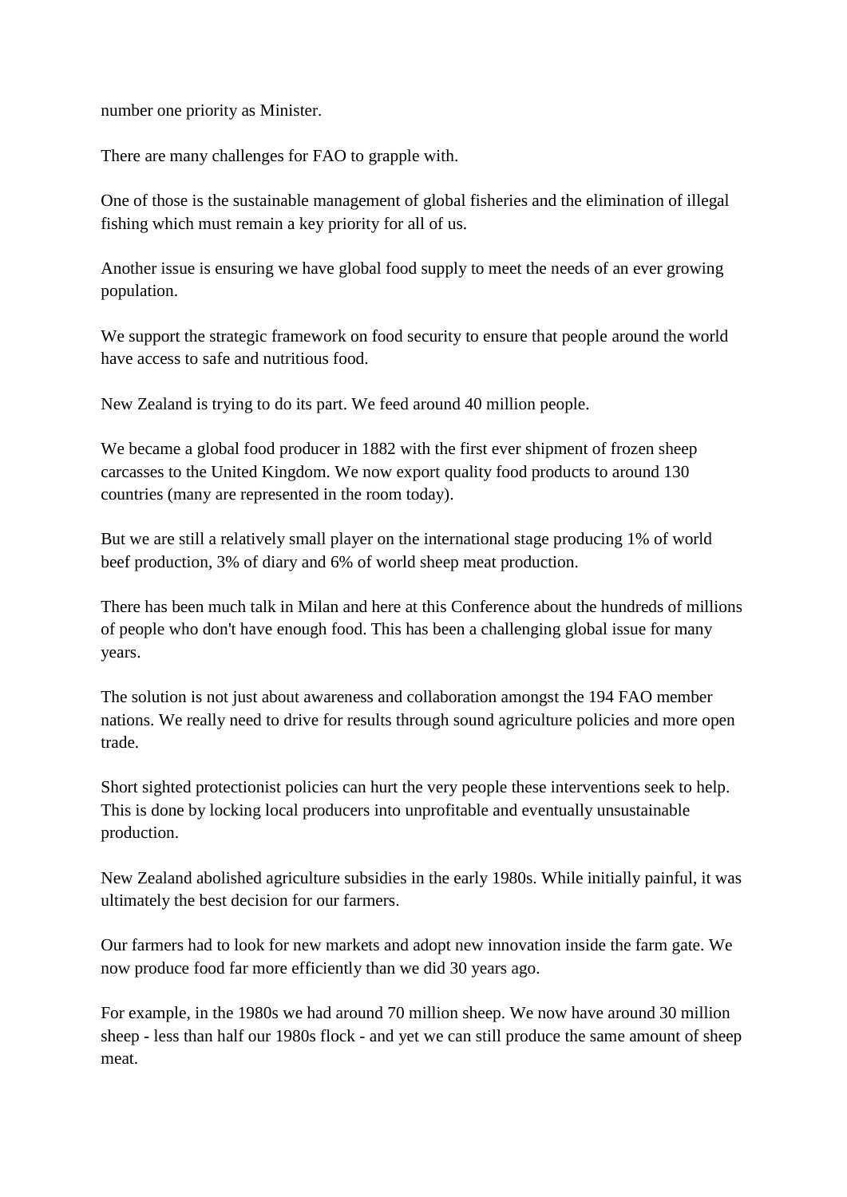number one priority as Minister.

There are many challenges for FAO to grapple with.

One of those is the sustainable management of global fisheries and the elimination of illegal fishing which must remain a key priority for all of us.

Another issue is ensuring we have global food supply to meet the needs of an ever growing population.

We support the strategic framework on food security to ensure that people around the world have access to safe and nutritious food.

New Zealand is trying to do its part. We feed around 40 million people.

We became a global food producer in 1882 with the first ever shipment of frozen sheep carcasses to the United Kingdom. We now export quality food products to around 130 countries (many are represented in the room today).

But we are still a relatively small player on the international stage producing 1% of world beef production, 3% of diary and 6% of world sheep meat production.

There has been much talk in Milan and here at this Conference about the hundreds of millions of people who don't have enough food. This has been a challenging global issue for many years.

The solution is not just about awareness and collaboration amongst the 194 FAO member nations. We really need to drive for results through sound agriculture policies and more open trade.

Short sighted protectionist policies can hurt the very people these interventions seek to help. This is done by locking local producers into unprofitable and eventually unsustainable production.

New Zealand abolished agriculture subsidies in the early 1980s. While initially painful, it was ultimately the best decision for our farmers.

Our farmers had to look for new markets and adopt new innovation inside the farm gate. We now produce food far more efficiently than we did 30 years ago.

For example, in the 1980s we had around 70 million sheep. We now have around 30 million sheep - less than half our 1980s flock - and yet we can still produce the same amount of sheep meat.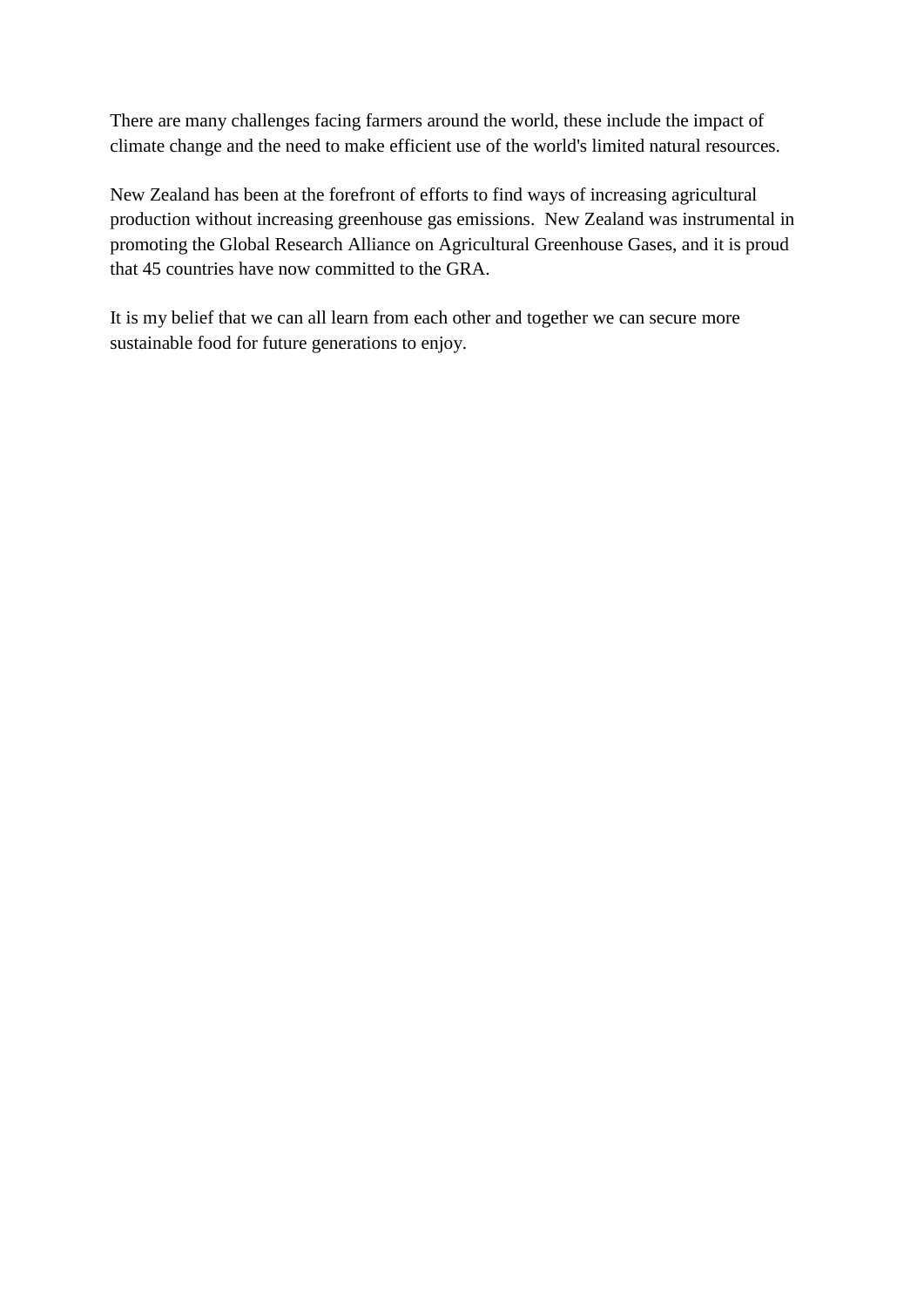There are many challenges facing farmers around the world, these include the impact of climate change and the need to make efficient use of the world's limited natural resources.

New Zealand has been at the forefront of efforts to find ways of increasing agricultural production without increasing greenhouse gas emissions. New Zealand was instrumental in promoting the Global Research Alliance on Agricultural Greenhouse Gases, and it is proud that 45 countries have now committed to the GRA.

It is my belief that we can all learn from each other and together we can secure more sustainable food for future generations to enjoy.